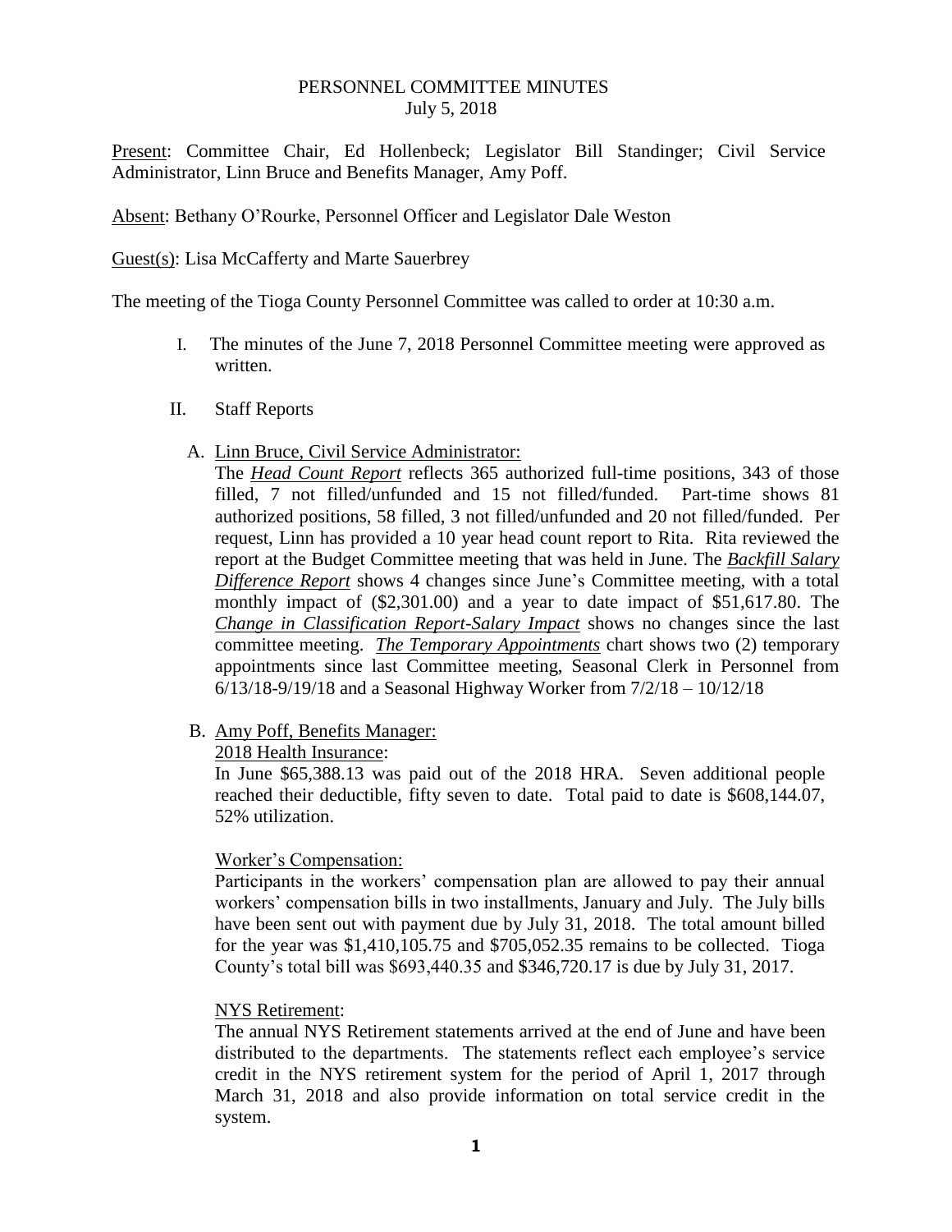# PERSONNEL COMMITTEE MINUTES
July 5, 2018

Present: Committee Chair, Ed Hollenbeck; Legislator Bill Standinger; Civil Service Administrator, Linn Bruce and Benefits Manager, Amy Poff.

Absent: Bethany O'Rourke, Personnel Officer and Legislator Dale Weston

Guest(s): Lisa McCafferty and Marte Sauerbrey

The meeting of the Tioga County Personnel Committee was called to order at 10:30 a.m.

I. The minutes of the June 7, 2018 Personnel Committee meeting were approved as written.

II. Staff Reports

A. Linn Bruce, Civil Service Administrator:

The ***Head Count Report*** reflects 365 authorized full-time positions, 343 of those filled, 7 not filled/unfunded and 15 not filled/funded. Part-time shows 81 authorized positions, 58 filled, 3 not filled/unfunded and 20 not filled/funded. Per request, Linn has provided a 10 year head count report to Rita. Rita reviewed the report at the Budget Committee meeting that was held in June. The ***Backfill Salary Difference Report*** shows 4 changes since June's Committee meeting, with a total monthly impact of ($2,301.00) and a year to date impact of $51,617.80. The ***Change in Classification Report-Salary Impact*** shows no changes since the last committee meeting. ***The Temporary Appointments*** chart shows two (2) temporary appointments since last Committee meeting, Seasonal Clerk in Personnel from 6/13/18-9/19/18 and a Seasonal Highway Worker from 7/2/18 – 10/12/18

B. Amy Poff, Benefits Manager:

2018 Health Insurance:

In June $65,388.13 was paid out of the 2018 HRA. Seven additional people reached their deductible, fifty seven to date. Total paid to date is $608,144.07, 52% utilization.

Worker's Compensation:

Participants in the workers' compensation plan are allowed to pay their annual workers' compensation bills in two installments, January and July. The July bills have been sent out with payment due by July 31, 2018. The total amount billed for the year was $1,410,105.75 and $705,052.35 remains to be collected. Tioga County's total bill was $693,440.35 and $346,720.17 is due by July 31, 2017.

NYS Retirement:

The annual NYS Retirement statements arrived at the end of June and have been distributed to the departments. The statements reflect each employee's service credit in the NYS retirement system for the period of April 1, 2017 through March 31, 2018 and also provide information on total service credit in the system.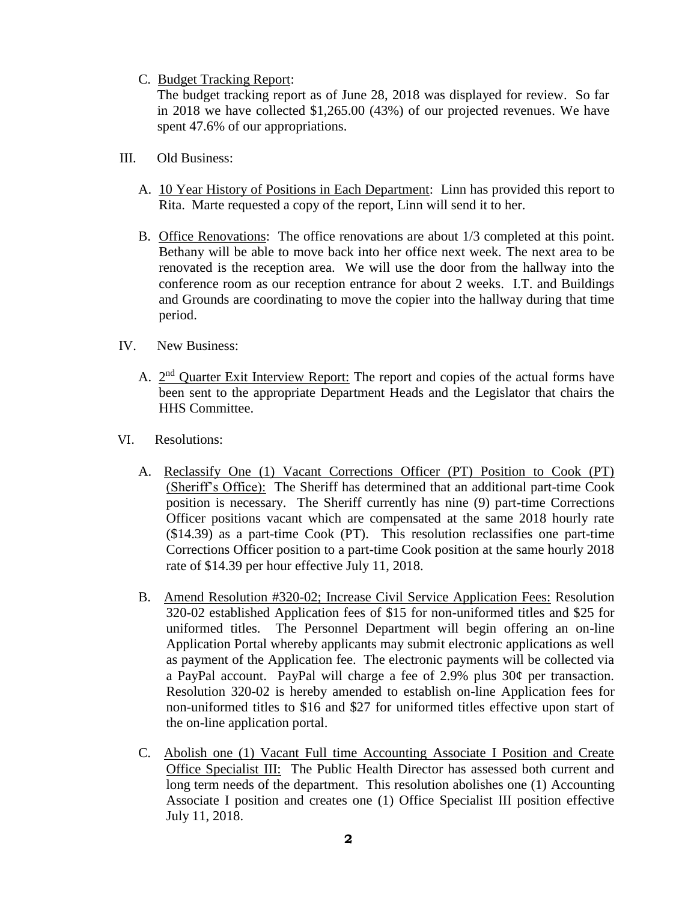C. <u>Budget Tracking Report</u>:
The budget tracking report as of June 28, 2018 was displayed for review. So far in 2018 we have collected $1,265.00 (43%) of our projected revenues. We have spent 47.6% of our appropriations.

III. Old Business:

A. <u>10 Year History of Positions in Each Department</u>: Linn has provided this report to Rita. Marte requested a copy of the report, Linn will send it to her.

B. <u>Office Renovations</u>: The office renovations are about 1/3 completed at this point. Bethany will be able to move back into her office next week. The next area to be renovated is the reception area. We will use the door from the hallway into the conference room as our reception entrance for about 2 weeks. I.T. and Buildings and Grounds are coordinating to move the copier into the hallway during that time period.

IV. New Business:

A. <u>2nd Quarter Exit Interview Report:</u> The report and copies of the actual forms have been sent to the appropriate Department Heads and the Legislator that chairs the HHS Committee.

VI. Resolutions:

A. <u>Reclassify One (1) Vacant Corrections Officer (PT) Position to Cook (PT) (Sheriff's Office):</u> The Sheriff has determined that an additional part-time Cook position is necessary. The Sheriff currently has nine (9) part-time Corrections Officer positions vacant which are compensated at the same 2018 hourly rate ($14.39) as a part-time Cook (PT). This resolution reclassifies one part-time Corrections Officer position to a part-time Cook position at the same hourly 2018 rate of $14.39 per hour effective July 11, 2018.

B. <u>Amend Resolution #320-02; Increase Civil Service Application Fees:</u> Resolution 320-02 established Application fees of $15 for non-uniformed titles and $25 for uniformed titles. The Personnel Department will begin offering an on-line Application Portal whereby applicants may submit electronic applications as well as payment of the Application fee. The electronic payments will be collected via a PayPal account. PayPal will charge a fee of 2.9% plus 30¢ per transaction. Resolution 320-02 is hereby amended to establish on-line Application fees for non-uniformed titles to $16 and $27 for uniformed titles effective upon start of the on-line application portal.

C. <u>Abolish one (1) Vacant Full time Accounting Associate I Position and Create Office Specialist III:</u> The Public Health Director has assessed both current and long term needs of the department. This resolution abolishes one (1) Accounting Associate I position and creates one (1) Office Specialist III position effective July 11, 2018.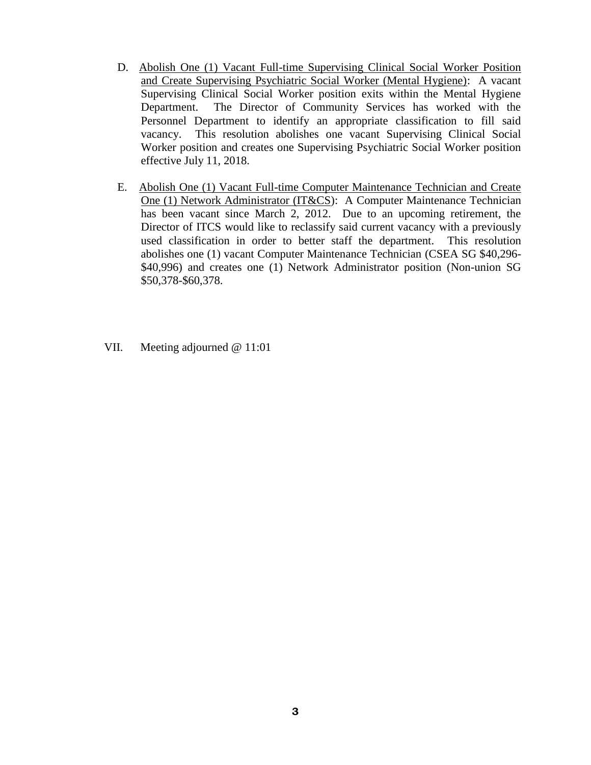D. Abolish One (1) Vacant Full-time Supervising Clinical Social Worker Position and Create Supervising Psychiatric Social Worker (Mental Hygiene): A vacant Supervising Clinical Social Worker position exits within the Mental Hygiene Department. The Director of Community Services has worked with the Personnel Department to identify an appropriate classification to fill said vacancy. This resolution abolishes one vacant Supervising Clinical Social Worker position and creates one Supervising Psychiatric Social Worker position effective July 11, 2018.

E. Abolish One (1) Vacant Full-time Computer Maintenance Technician and Create One (1) Network Administrator (IT&CS): A Computer Maintenance Technician has been vacant since March 2, 2012. Due to an upcoming retirement, the Director of ITCS would like to reclassify said current vacancy with a previously used classification in order to better staff the department. This resolution abolishes one (1) vacant Computer Maintenance Technician (CSEA SG $40,296-$40,996) and creates one (1) Network Administrator position (Non-union SG $50,378-$60,378.

VII. Meeting adjourned @ 11:01